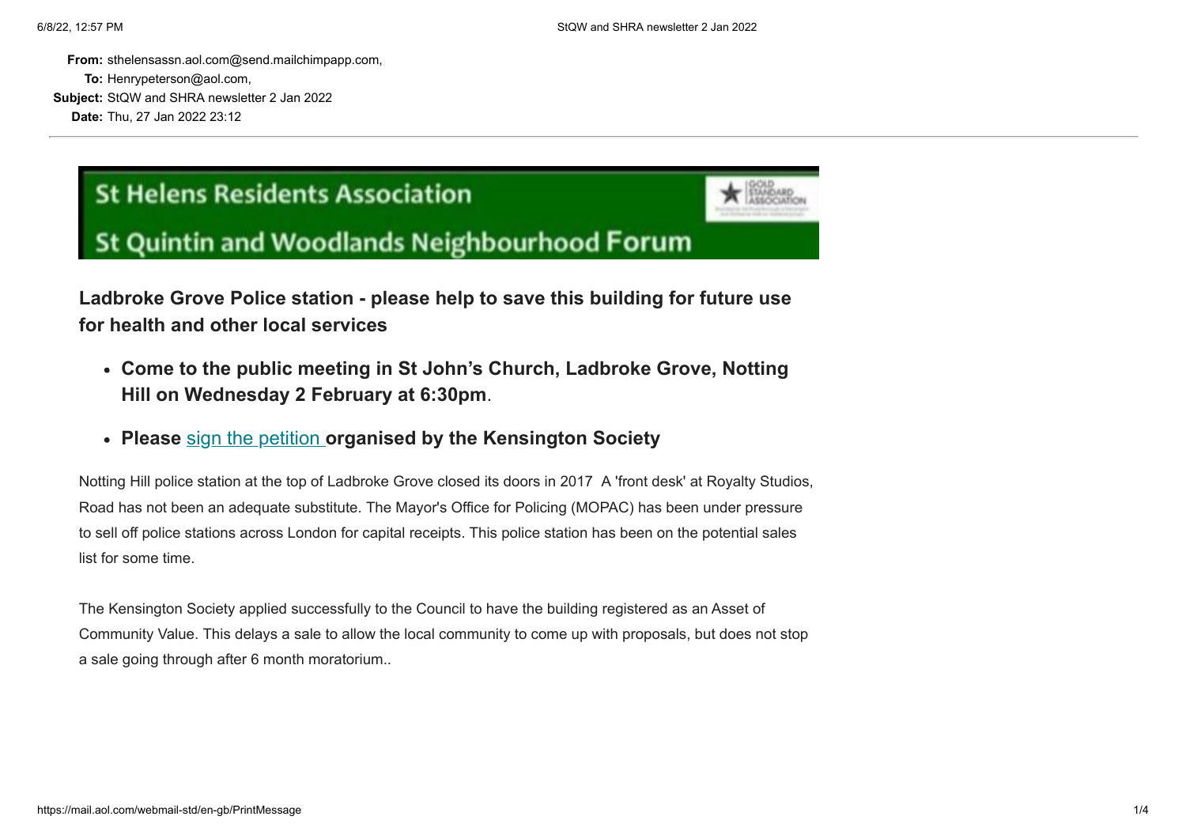**From:** sthelensassn.aol.com@send.mailchimpapp.com,
**To:** Henrypeterson@aol.com,
**Subject:** StQW and SHRA newsletter 2 Jan 2022
**Date:** Thu, 27 Jan 2022 23:12

---

St Helens Residents Association

St Quintin and Woodlands Neighbourhood Forum

### Ladbroke Grove Police station - please help to save this building for future use for health and other local services

- **Come to the public meeting in St John's Church, Ladbroke Grove, Notting Hill on Wednesday 2 February at 6:30pm**.
- **Please** sign the petition **organised by the Kensington Society**

Notting Hill police station at the top of Ladbroke Grove closed its doors in 2017 A 'front desk' at Royalty Studios, Road has not been an adequate substitute. The Mayor's Office for Policing (MOPAC) has been under pressure to sell off police stations across London for capital receipts. This police station has been on the potential sales list for some time.

The Kensington Society applied successfully to the Council to have the building registered as an Asset of Community Value. This delays a sale to allow the local community to come up with proposals, but does not stop a sale going through after 6 month moratorium..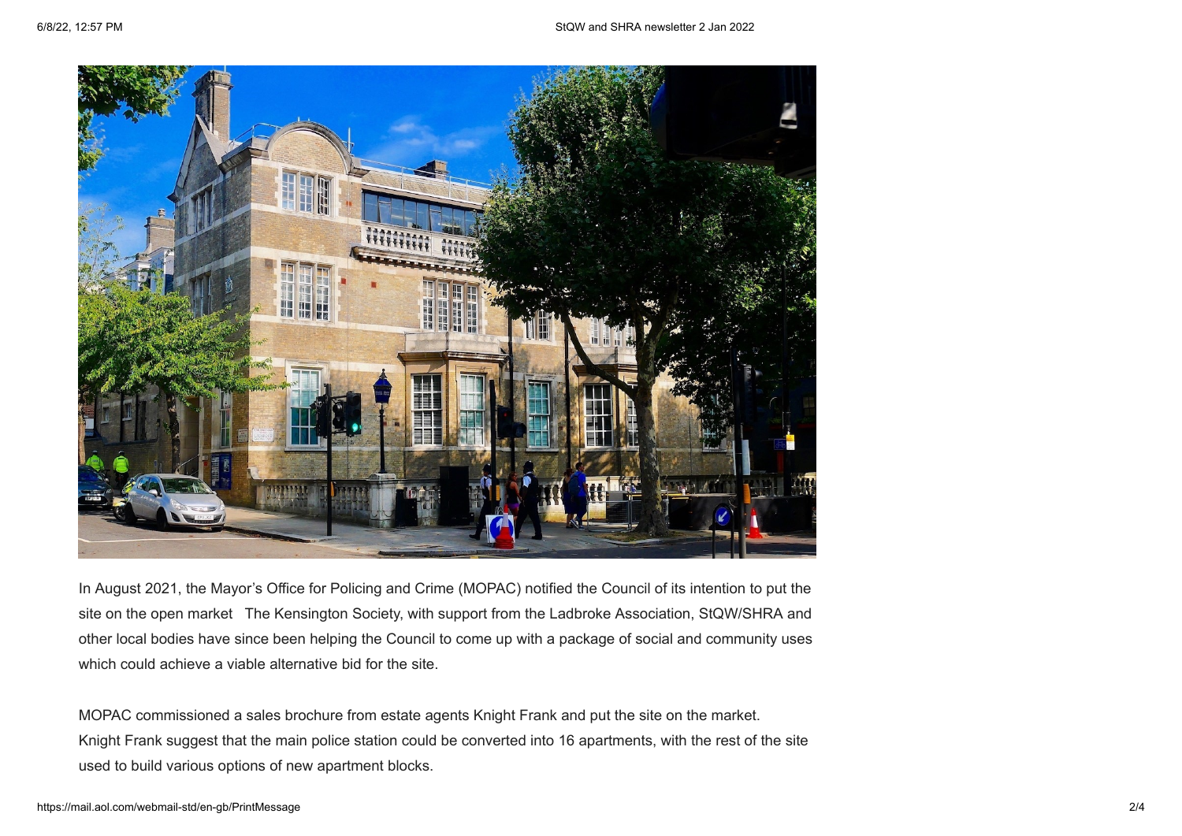In August 2021, the Mayor's Office for Policing and Crime (MOPAC) notified the Council of its intention to put the site on the open market   The Kensington Society, with support from the Ladbroke Association, StQW/SHRA and other local bodies have since been helping the Council to come up with a package of social and community uses which could achieve a viable alternative bid for the site.

MOPAC commissioned a sales brochure from estate agents Knight Frank and put the site on the market. Knight Frank suggest that the main police station could be converted into 16 apartments, with the rest of the site used to build various options of new apartment blocks.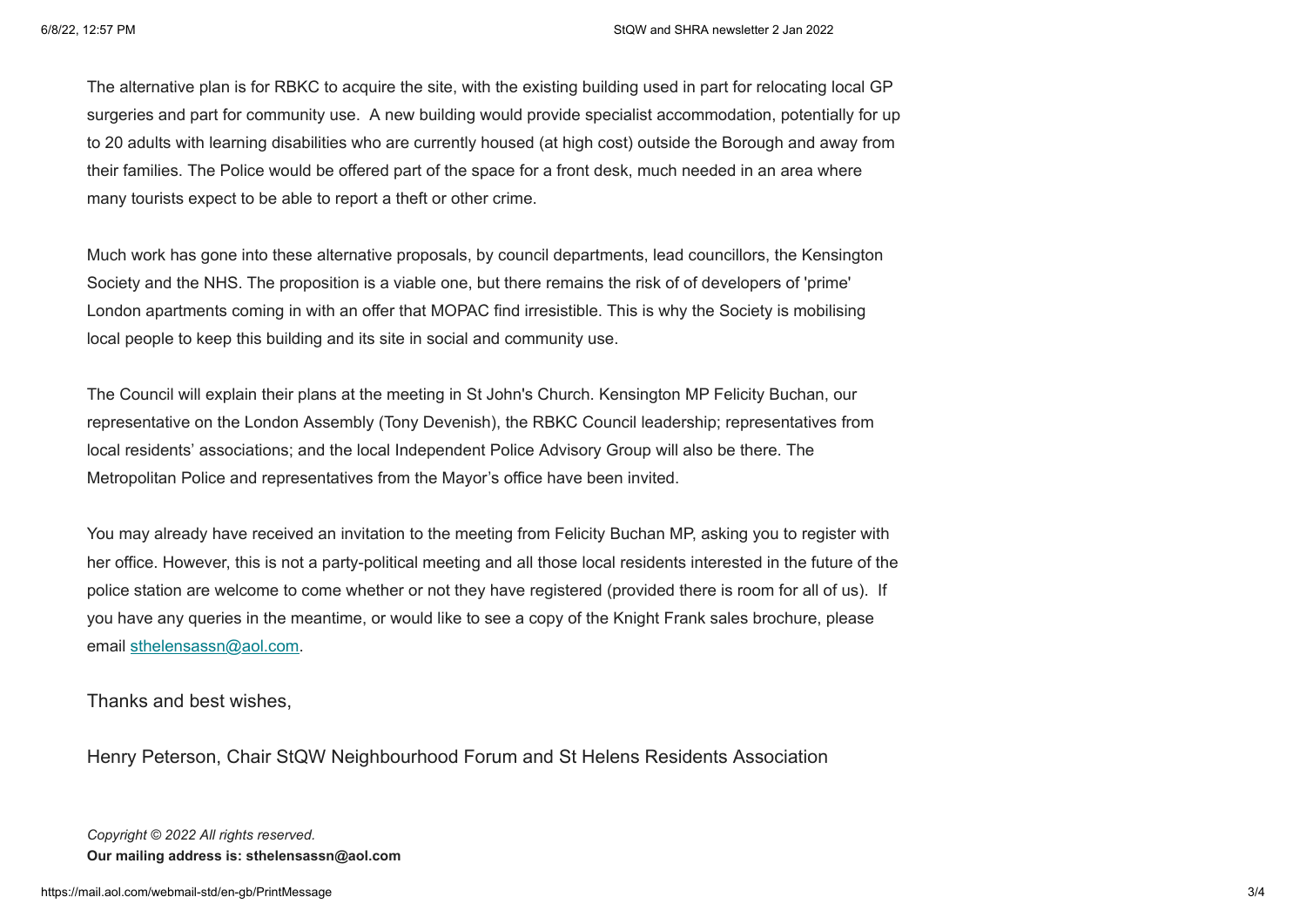The alternative plan is for RBKC to acquire the site, with the existing building used in part for relocating local GP surgeries and part for community use.  A new building would provide specialist accommodation, potentially for up to 20 adults with learning disabilities who are currently housed (at high cost) outside the Borough and away from their families. The Police would be offered part of the space for a front desk, much needed in an area where many tourists expect to be able to report a theft or other crime.

Much work has gone into these alternative proposals, by council departments, lead councillors, the Kensington Society and the NHS. The proposition is a viable one, but there remains the risk of of developers of 'prime' London apartments coming in with an offer that MOPAC find irresistible. This is why the Society is mobilising local people to keep this building and its site in social and community use.

The Council will explain their plans at the meeting in St John's Church. Kensington MP Felicity Buchan, our representative on the London Assembly (Tony Devenish), the RBKC Council leadership; representatives from local residents' associations; and the local Independent Police Advisory Group will also be there. The Metropolitan Police and representatives from the Mayor's office have been invited.

You may already have received an invitation to the meeting from Felicity Buchan MP, asking you to register with her office. However, this is not a party-political meeting and all those local residents interested in the future of the police station are welcome to come whether or not they have registered (provided there is room for all of us).  If you have any queries in the meantime, or would like to see a copy of the Knight Frank sales brochure, please email sthelensassn@aol.com.

Thanks and best wishes,

Henry Peterson, Chair StQW Neighbourhood Forum and St Helens Residents Association

*Copyright © 2022 All rights reserved.*
**Our mailing address is: sthelensassn@aol.com**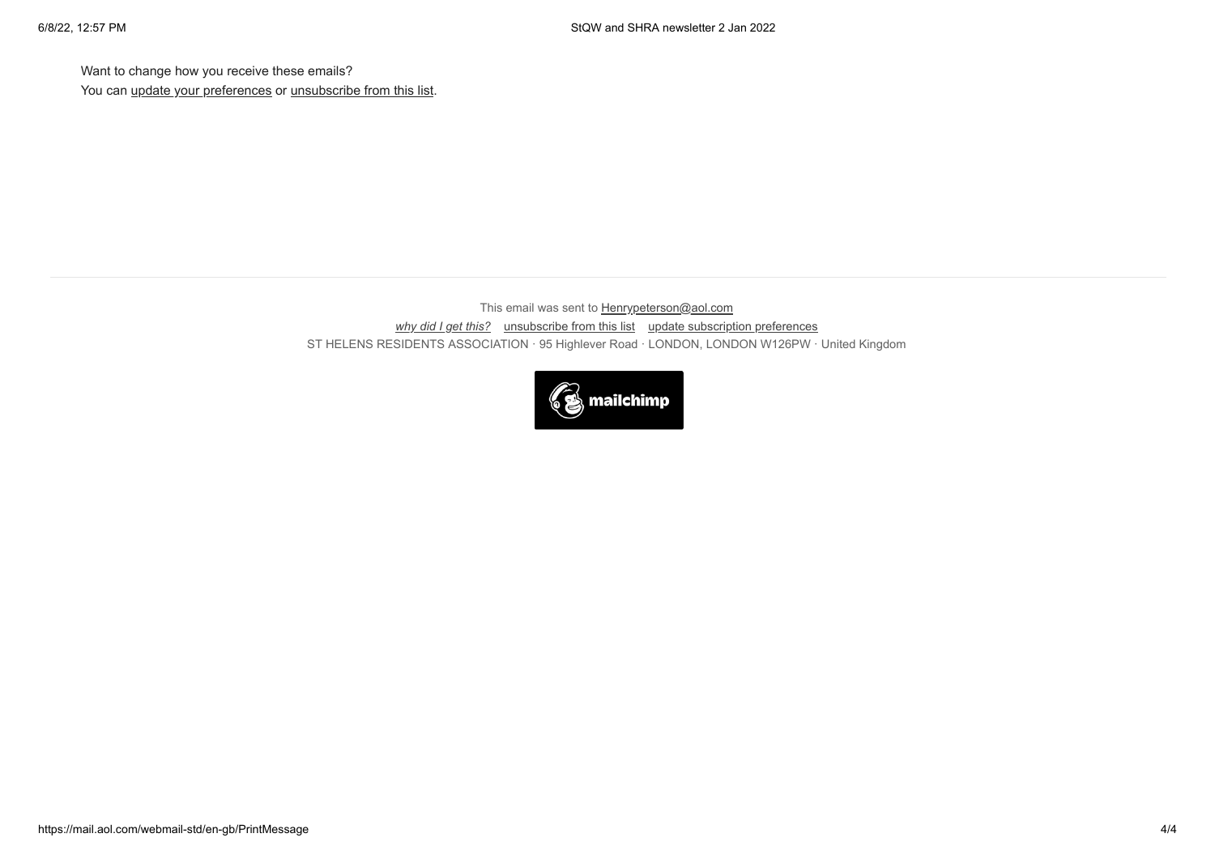Want to change how you receive these emails?
You can update your preferences or unsubscribe from this list.

This email was sent to Henrypeterson@aol.com

*why did I get this?* unsubscribe from this list update subscription preferences

ST HELENS RESIDENTS ASSOCIATION · 95 Highlever Road · LONDON, LONDON W126PW · United Kingdom

mailchimp